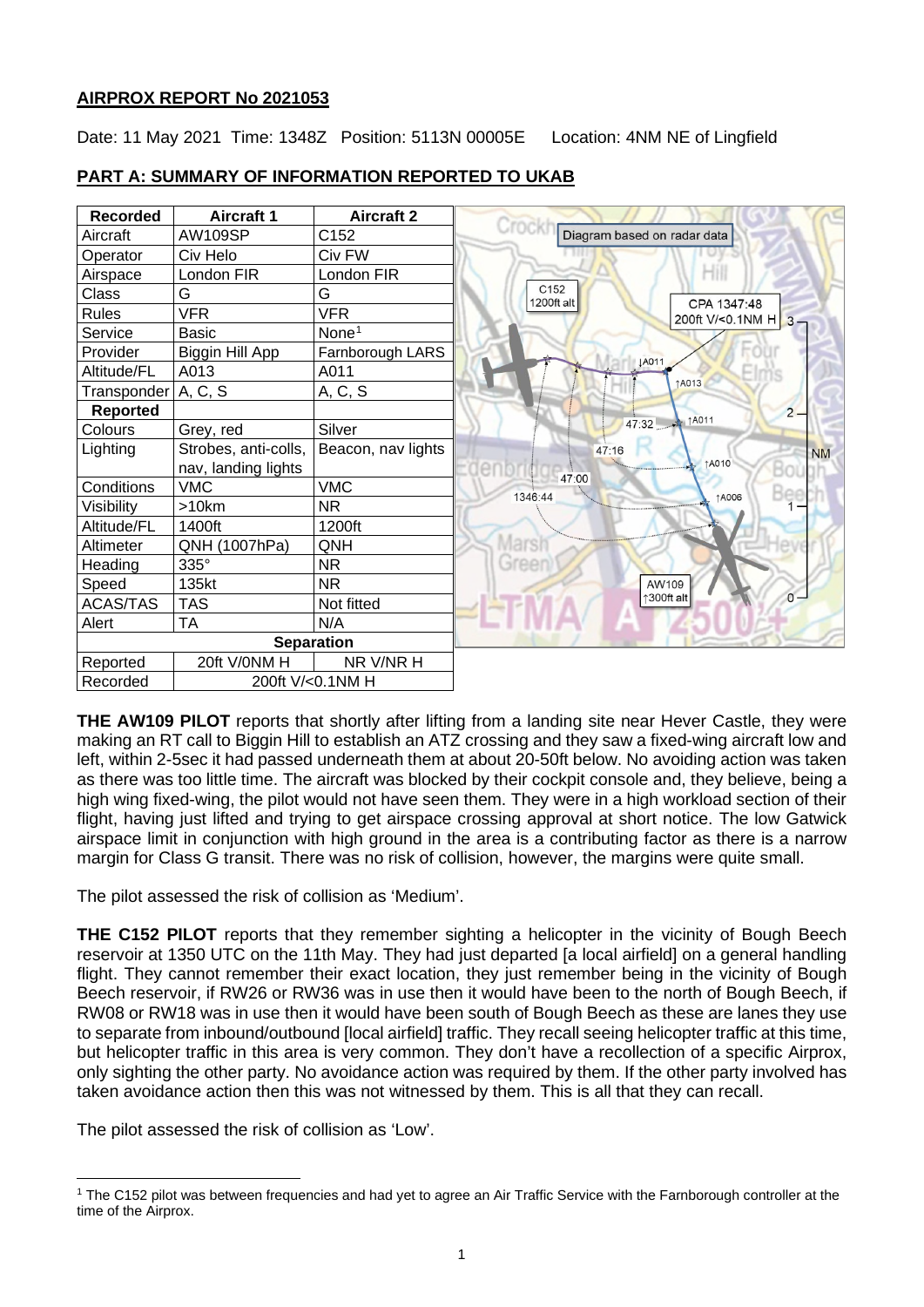## AIRPROX REPORT No 2021053

Date: 11 May 2021 Time: 1348Z Position: 5113N 00005E Location: 4NM NE of Lingfield

## PART A: SUMMARY OF INFORMATION REPORTED TO UKAB

| Recorded | Aircraft 1 | Aircraft 2 |
|---|---|---|
| Aircraft | AW109SP | C152 |
| Operator | Civ Helo | Civ FW |
| Airspace | London FIR | London FIR |
| Class | G | G |
| Rules | VFR | VFR |
| Service | Basic | None[1] |
| Provider | Biggin Hill App | Farnborough LARS |
| Altitude/FL | A013 | A011 |
| Transponder | A, C, S | A, C, S |
| **Reported** | | |
| Colours | Grey, red | Silver |
| Lighting | Strobes, anti-colls, nav, landing lights | Beacon, nav lights |
| Conditions | VMC | VMC |
| Visibility | >10km | NR |
| Altitude/FL | 1400ft | 1200ft |
| Altimeter | QNH (1007hPa) | QNH |
| Heading | 335° | NR |
| Speed | 135kt | NR |
| ACAS/TAS | TAS | Not fitted |
| Alert | TA | N/A |
| **Separation** | | |
| Reported | 20ft V/0NM H | NR V/NR H |
| Recorded | 200ft V/<0.1NM H | |

**THE AW109 PILOT** reports that shortly after lifting from a landing site near Hever Castle, they were making an RT call to Biggin Hill to establish an ATZ crossing and they saw a fixed-wing aircraft low and left, within 2-5sec it had passed underneath them at about 20-50ft below. No avoiding action was taken as there was too little time. The aircraft was blocked by their cockpit console and, they believe, being a high wing fixed-wing, the pilot would not have seen them. They were in a high workload section of their flight, having just lifted and trying to get airspace crossing approval at short notice. The low Gatwick airspace limit in conjunction with high ground in the area is a contributing factor as there is a narrow margin for Class G transit. There was no risk of collision, however, the margins were quite small.

The pilot assessed the risk of collision as 'Medium'.

**THE C152 PILOT** reports that they remember sighting a helicopter in the vicinity of Bough Beech reservoir at 1350 UTC on the 11th May. They had just departed [a local airfield] on a general handling flight. They cannot remember their exact location, they just remember being in the vicinity of Bough Beech reservoir, if RW26 or RW36 was in use then it would have been to the north of Bough Beech, if RW08 or RW18 was in use then it would have been south of Bough Beech as these are lanes they use to separate from inbound/outbound [local airfield] traffic. They recall seeing helicopter traffic at this time, but helicopter traffic in this area is very common. They don't have a recollection of a specific Airprox, only sighting the other party. No avoidance action was required by them. If the other party involved has taken avoidance action then this was not witnessed by them. This is all that they can recall.

The pilot assessed the risk of collision as 'Low'.

[1] The C152 pilot was between frequencies and had yet to agree an Air Traffic Service with the Farnborough controller at the time of the Airprox.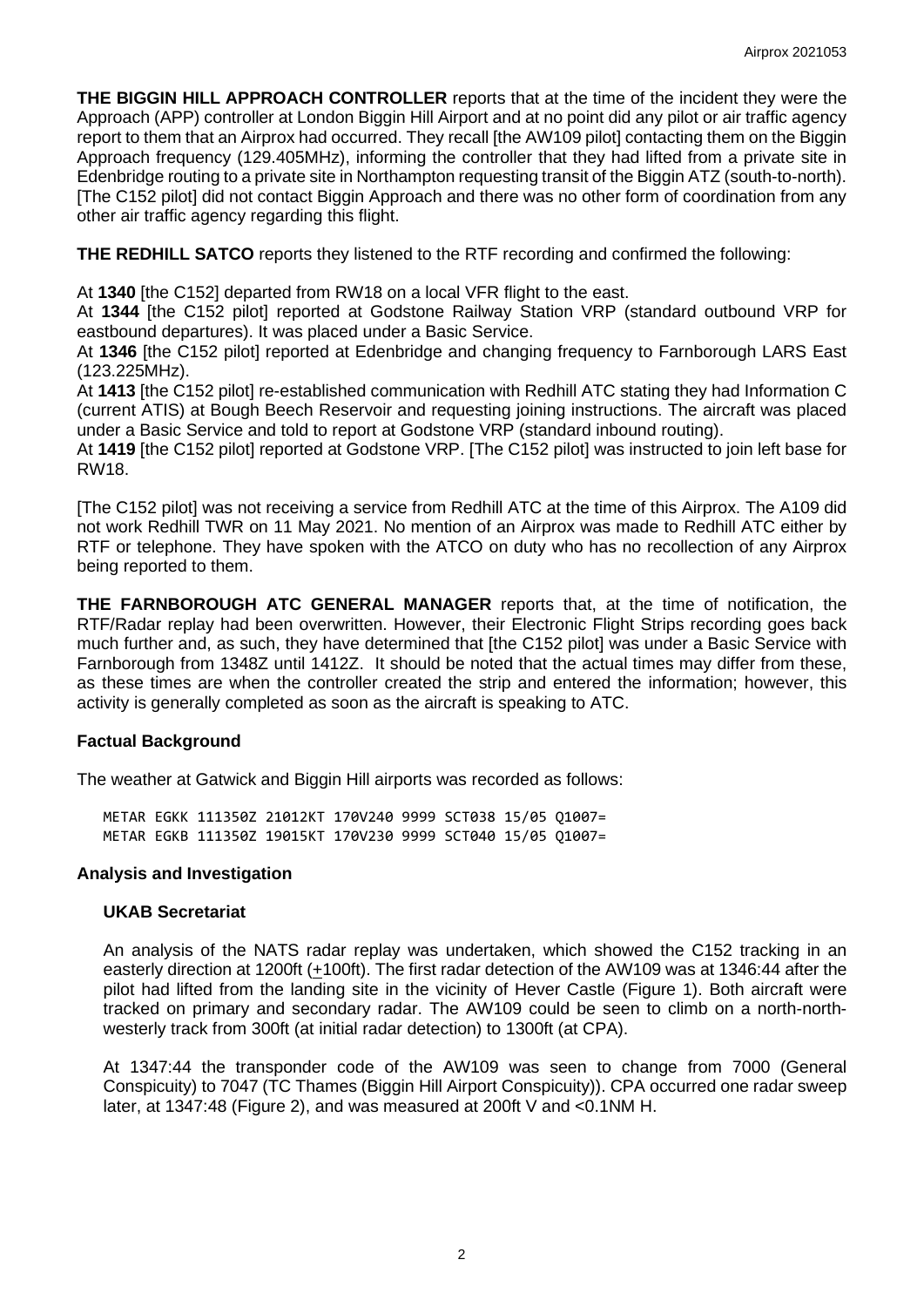**THE BIGGIN HILL APPROACH CONTROLLER** reports that at the time of the incident they were the Approach (APP) controller at London Biggin Hill Airport and at no point did any pilot or air traffic agency report to them that an Airprox had occurred. They recall [the AW109 pilot] contacting them on the Biggin Approach frequency (129.405MHz), informing the controller that they had lifted from a private site in Edenbridge routing to a private site in Northampton requesting transit of the Biggin ATZ (south-to-north). [The C152 pilot] did not contact Biggin Approach and there was no other form of coordination from any other air traffic agency regarding this flight.

**THE REDHILL SATCO** reports they listened to the RTF recording and confirmed the following:

At **1340** [the C152] departed from RW18 on a local VFR flight to the east.

At **1344** [the C152 pilot] reported at Godstone Railway Station VRP (standard outbound VRP for eastbound departures). It was placed under a Basic Service.

At **1346** [the C152 pilot] reported at Edenbridge and changing frequency to Farnborough LARS East (123.225MHz).

At **1413** [the C152 pilot] re-established communication with Redhill ATC stating they had Information C (current ATIS) at Bough Beech Reservoir and requesting joining instructions. The aircraft was placed under a Basic Service and told to report at Godstone VRP (standard inbound routing).

At **1419** [the C152 pilot] reported at Godstone VRP. [The C152 pilot] was instructed to join left base for RW18.

[The C152 pilot] was not receiving a service from Redhill ATC at the time of this Airprox. The A109 did not work Redhill TWR on 11 May 2021. No mention of an Airprox was made to Redhill ATC either by RTF or telephone. They have spoken with the ATCO on duty who has no recollection of any Airprox being reported to them.

**THE FARNBOROUGH ATC GENERAL MANAGER** reports that, at the time of notification, the RTF/Radar replay had been overwritten. However, their Electronic Flight Strips recording goes back much further and, as such, they have determined that [the C152 pilot] was under a Basic Service with Farnborough from 1348Z until 1412Z. It should be noted that the actual times may differ from these, as these times are when the controller created the strip and entered the information; however, this activity is generally completed as soon as the aircraft is speaking to ATC.

## Factual Background

The weather at Gatwick and Biggin Hill airports was recorded as follows:

```
METAR EGKK 111350Z 21012KT 170V240 9999 SCT038 15/05 Q1007=
METAR EGKB 111350Z 19015KT 170V230 9999 SCT040 15/05 Q1007=
```

## Analysis and Investigation

### UKAB Secretariat

An analysis of the NATS radar replay was undertaken, which showed the C152 tracking in an easterly direction at 1200ft (±100ft). The first radar detection of the AW109 was at 1346:44 after the pilot had lifted from the landing site in the vicinity of Hever Castle (Figure 1). Both aircraft were tracked on primary and secondary radar. The AW109 could be seen to climb on a north-north-westerly track from 300ft (at initial radar detection) to 1300ft (at CPA).

At 1347:44 the transponder code of the AW109 was seen to change from 7000 (General Conspicuity) to 7047 (TC Thames (Biggin Hill Airport Conspicuity)). CPA occurred one radar sweep later, at 1347:48 (Figure 2), and was measured at 200ft V and <0.1NM H.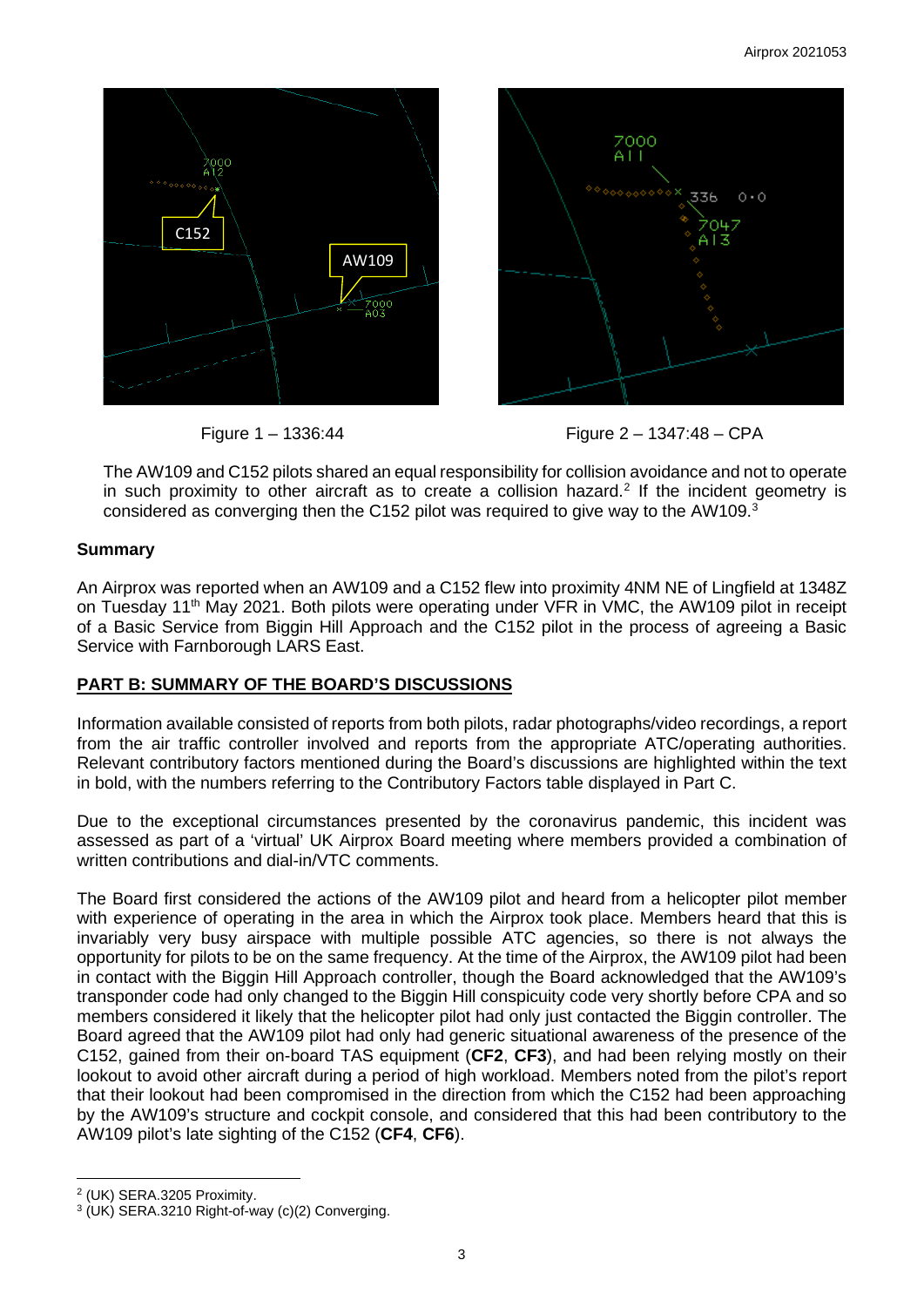Figure 1 – 1336:44

Figure 2 – 1347:48 – CPA

The AW109 and C152 pilots shared an equal responsibility for collision avoidance and not to operate in such proximity to other aircraft as to create a collision hazard.[2] If the incident geometry is considered as converging then the C152 pilot was required to give way to the AW109.[3]

## Summary

An Airprox was reported when an AW109 and a C152 flew into proximity 4NM NE of Lingfield at 1348Z on Tuesday 11th May 2021. Both pilots were operating under VFR in VMC, the AW109 pilot in receipt of a Basic Service from Biggin Hill Approach and the C152 pilot in the process of agreeing a Basic Service with Farnborough LARS East.

## PART B: SUMMARY OF THE BOARD'S DISCUSSIONS

Information available consisted of reports from both pilots, radar photographs/video recordings, a report from the air traffic controller involved and reports from the appropriate ATC/operating authorities. Relevant contributory factors mentioned during the Board's discussions are highlighted within the text in bold, with the numbers referring to the Contributory Factors table displayed in Part C.

Due to the exceptional circumstances presented by the coronavirus pandemic, this incident was assessed as part of a 'virtual' UK Airprox Board meeting where members provided a combination of written contributions and dial-in/VTC comments.

The Board first considered the actions of the AW109 pilot and heard from a helicopter pilot member with experience of operating in the area in which the Airprox took place. Members heard that this is invariably very busy airspace with multiple possible ATC agencies, so there is not always the opportunity for pilots to be on the same frequency. At the time of the Airprox, the AW109 pilot had been in contact with the Biggin Hill Approach controller, though the Board acknowledged that the AW109's transponder code had only changed to the Biggin Hill conspicuity code very shortly before CPA and so members considered it likely that the helicopter pilot had only just contacted the Biggin controller. The Board agreed that the AW109 pilot had only had generic situational awareness of the presence of the C152, gained from their on-board TAS equipment (**CF2**, **CF3**), and had been relying mostly on their lookout to avoid other aircraft during a period of high workload. Members noted from the pilot's report that their lookout had been compromised in the direction from which the C152 had been approaching by the AW109's structure and cockpit console, and considered that this had been contributory to the AW109 pilot's late sighting of the C152 (**CF4**, **CF6**).

---

[2] (UK) SERA.3205 Proximity.

[3] (UK) SERA.3210 Right-of-way (c)(2) Converging.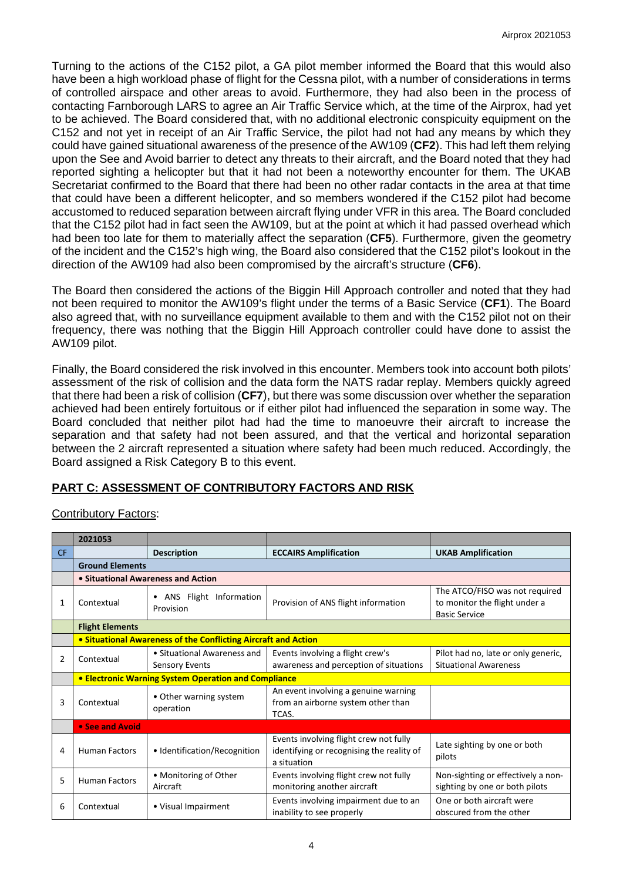Turning to the actions of the C152 pilot, a GA pilot member informed the Board that this would also have been a high workload phase of flight for the Cessna pilot, with a number of considerations in terms of controlled airspace and other areas to avoid. Furthermore, they had also been in the process of contacting Farnborough LARS to agree an Air Traffic Service which, at the time of the Airprox, had yet to be achieved. The Board considered that, with no additional electronic conspicuity equipment on the C152 and not yet in receipt of an Air Traffic Service, the pilot had not had any means by which they could have gained situational awareness of the presence of the AW109 (**CF2**). This had left them relying upon the See and Avoid barrier to detect any threats to their aircraft, and the Board noted that they had reported sighting a helicopter but that it had not been a noteworthy encounter for them. The UKAB Secretariat confirmed to the Board that there had been no other radar contacts in the area at that time that could have been a different helicopter, and so members wondered if the C152 pilot had become accustomed to reduced separation between aircraft flying under VFR in this area. The Board concluded that the C152 pilot had in fact seen the AW109, but at the point at which it had passed overhead which had been too late for them to materially affect the separation (**CF5**). Furthermore, given the geometry of the incident and the C152's high wing, the Board also considered that the C152 pilot's lookout in the direction of the AW109 had also been compromised by the aircraft's structure (**CF6**).

The Board then considered the actions of the Biggin Hill Approach controller and noted that they had not been required to monitor the AW109's flight under the terms of a Basic Service (**CF1**). The Board also agreed that, with no surveillance equipment available to them and with the C152 pilot not on their frequency, there was nothing that the Biggin Hill Approach controller could have done to assist the AW109 pilot.

Finally, the Board considered the risk involved in this encounter. Members took into account both pilots' assessment of the risk of collision and the data form the NATS radar replay. Members quickly agreed that there had been a risk of collision (**CF7**), but there was some discussion over whether the separation achieved had been entirely fortuitous or if either pilot had influenced the separation in some way. The Board concluded that neither pilot had had the time to manoeuvre their aircraft to increase the separation and that safety had not been assured, and that the vertical and horizontal separation between the 2 aircraft represented a situation where safety had been much reduced. Accordingly, the Board assigned a Risk Category B to this event.

## PART C: ASSESSMENT OF CONTRIBUTORY FACTORS AND RISK

Contributory Factors:

| | 2021053 | | | |
|---|---|---|---|---|
| CF | | Description | ECCAIRS Amplification | UKAB Amplification |
| | **Ground Elements** | | | |
| | **• Situational Awareness and Action** | | | |
| 1 | Contextual | • ANS Flight Information Provision | Provision of ANS flight information | The ATCO/FISO was not required to monitor the flight under a Basic Service |
| | **Flight Elements** | | | |
| | **• Situational Awareness of the Conflicting Aircraft and Action** | | | |
| 2 | Contextual | • Situational Awareness and Sensory Events | Events involving a flight crew's awareness and perception of situations | Pilot had no, late or only generic, Situational Awareness |
| | **• Electronic Warning System Operation and Compliance** | | | |
| 3 | Contextual | • Other warning system operation | An event involving a genuine warning from an airborne system other than TCAS. | |
| | **• See and Avoid** | | | |
| 4 | Human Factors | • Identification/Recognition | Events involving flight crew not fully identifying or recognising the reality of a situation | Late sighting by one or both pilots |
| 5 | Human Factors | • Monitoring of Other Aircraft | Events involving flight crew not fully monitoring another aircraft | Non-sighting or effectively a non-sighting by one or both pilots |
| 6 | Contextual | • Visual Impairment | Events involving impairment due to an inability to see properly | One or both aircraft were obscured from the other |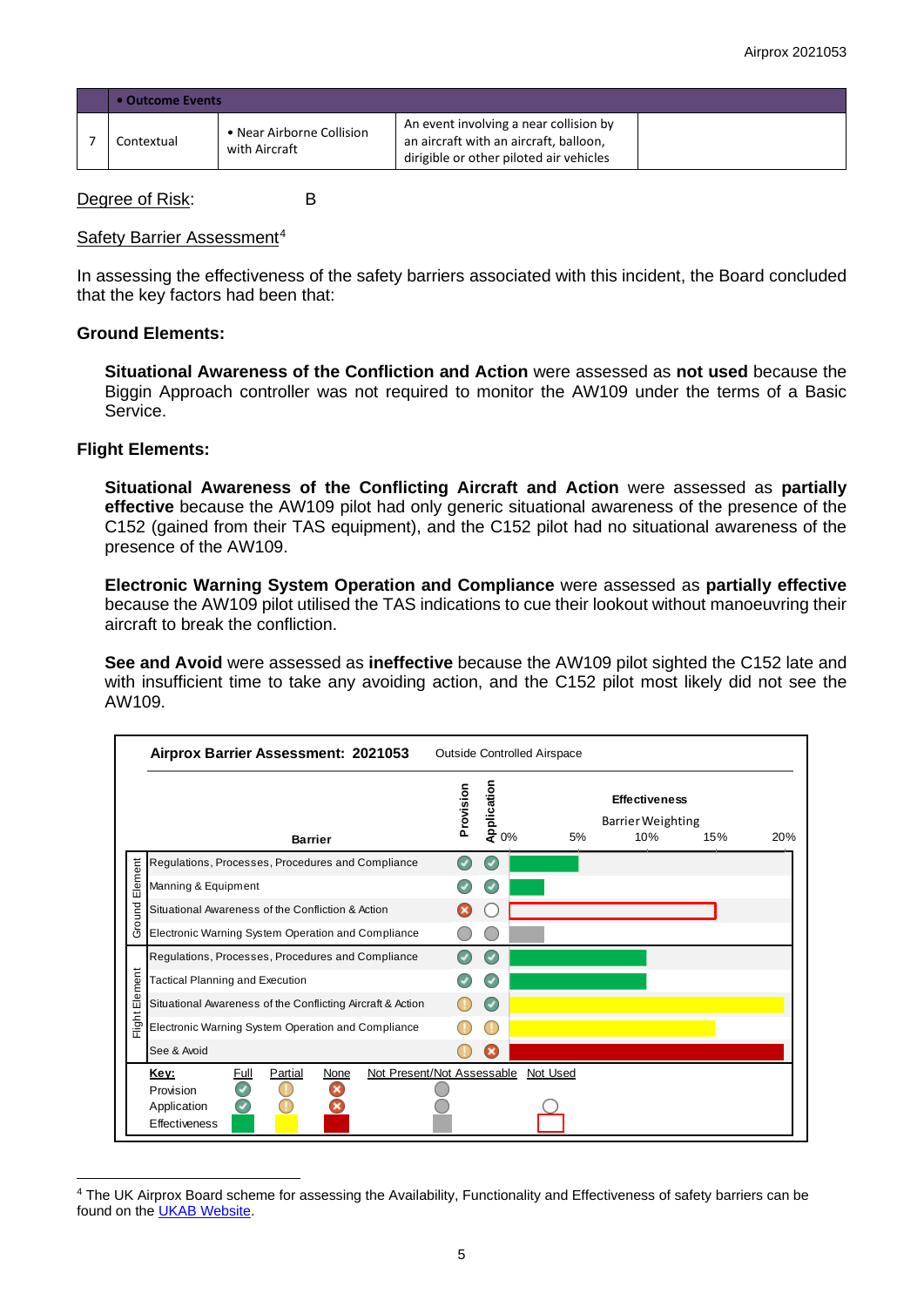| | • Outcome Events | | | |
|---|---|---|---|---|
| 7 | Contextual | • Near Airborne Collision with Aircraft | An event involving a near collision by an aircraft with an aircraft, balloon, dirigible or other piloted air vehicles | |

Degree of Risk: B

Safety Barrier Assessment[4]

In assessing the effectiveness of the safety barriers associated with this incident, the Board concluded that the key factors had been that:

**Ground Elements:**

**Situational Awareness of the Confliction and Action** were assessed as **not used** because the Biggin Approach controller was not required to monitor the AW109 under the terms of a Basic Service.

**Flight Elements:**

**Situational Awareness of the Conflicting Aircraft and Action** were assessed as **partially effective** because the AW109 pilot had only generic situational awareness of the presence of the C152 (gained from their TAS equipment), and the C152 pilot had no situational awareness of the presence of the AW109.

**Electronic Warning System Operation and Compliance** were assessed as **partially effective** because the AW109 pilot utilised the TAS indications to cue their lookout without manoeuvring their aircraft to break the confliction.

**See and Avoid** were assessed as **ineffective** because the AW109 pilot sighted the C152 late and with insufficient time to take any avoiding action, and the C152 pilot most likely did not see the AW109.

Airprox Barrier Assessment: 2021053

Outside Controlled Airspace

Barrier

Provision

Application

Effectiveness

Barrier Weighting

0% 5% 10% 15% 20%

Ground Element

Regulations, Processes, Procedures and Compliance

Manning & Equipment

Situational Awareness of the Confliction & Action

Electronic Warning System Operation and Compliance

Flight Element

Regulations, Processes, Procedures and Compliance

Tactical Planning and Execution

Situational Awareness of the Conflicting Aircraft & Action

Electronic Warning System Operation and Compliance

See & Avoid

Key: Full Partial None Not Present/Not Assessable Not Used

Provision

Application

Effectiveness

[4] The UK Airprox Board scheme for assessing the Availability, Functionality and Effectiveness of safety barriers can be found on the UKAB Website.